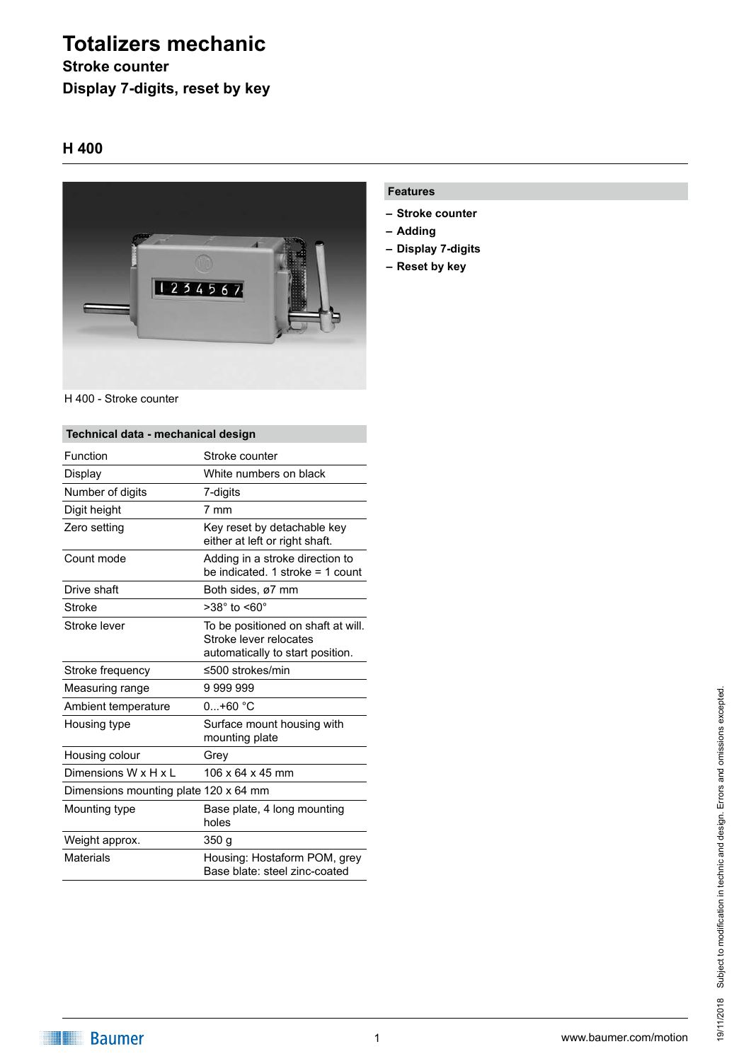# Totalizers mechanic

## Stroke counter

## Display 7-digits, reset by key

## H 400

H 400 - Stroke counter

### Features

- **Stroke counter**
- **Adding**
- **Display 7-digits**
- **Reset by key**

### Technical data - mechanical design

| | |
|---|---|
| Function | Stroke counter |
| Display | White numbers on black |
| Number of digits | 7-digits |
| Digit height | 7 mm |
| Zero setting | Key reset by detachable key either at left or right shaft. |
| Count mode | Adding in a stroke direction to be indicated. 1 stroke = 1 count |
| Drive shaft | Both sides, ø7 mm |
| Stroke | >38° to <60° |
| Stroke lever | To be positioned on shaft at will. Stroke lever relocates automatically to start position. |
| Stroke frequency | ≤500 strokes/min |
| Measuring range | 9 999 999 |
| Ambient temperature | 0...+60 °C |
| Housing type | Surface mount housing with mounting plate |
| Housing colour | Grey |
| Dimensions W x H x L | 106 x 64 x 45 mm |
| Dimensions mounting plate | 120 x 64 mm |
| Mounting type | Base plate, 4 long mounting holes |
| Weight approx. | 350 g |
| Materials | Housing: Hostaform POM, grey<br>Base blate: steel zinc-coated |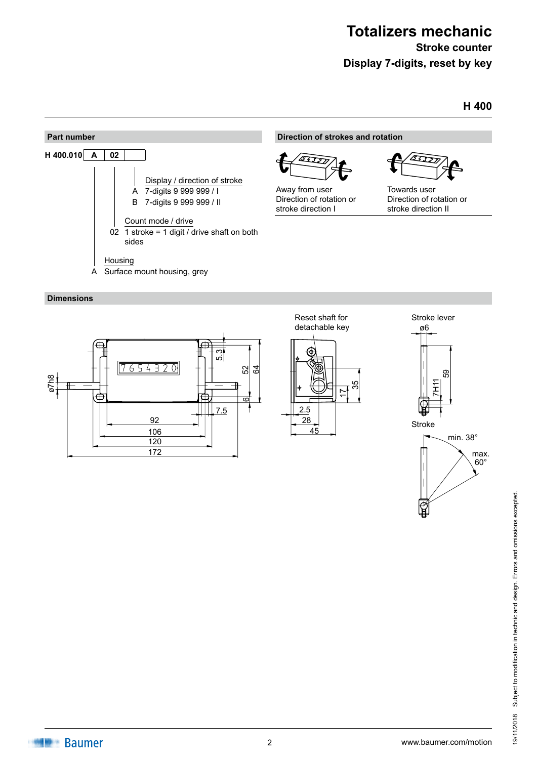# Totalizers mechanic

**Stroke counter**

**Display 7-digits, reset by key**

**H 400**

## Part number

H 400.010 | A | 02 | |

Display / direction of stroke
- A 7-digits 9 999 999 / I
- B 7-digits 9 999 999 / II

Count mode / drive
- 02 1 stroke = 1 digit / drive shaft on both sides

Housing
- A Surface mount housing, grey

## Direction of strokes and rotation

Away from user
Direction of rotation or stroke direction I

Towards user
Direction of rotation or stroke direction II

## Dimensions

ø7h8
5.3
52
64
6
7.5
92
106
120
172

Reset shaft for detachable key

2.5
28
45
17
35

Stroke lever

ø6
7H11
59

Stroke

min. 38°
max. 60°

19/11/2018 Subject to modification in technic and design. Errors and omissions excepted.

www.baumer.com/motion